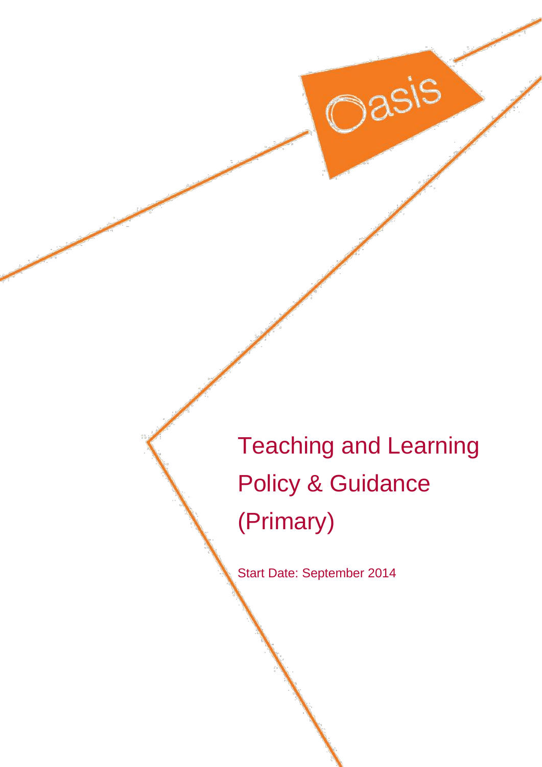# Teaching and Learning Policy & Guidance (Primary)

Start Date: September 2014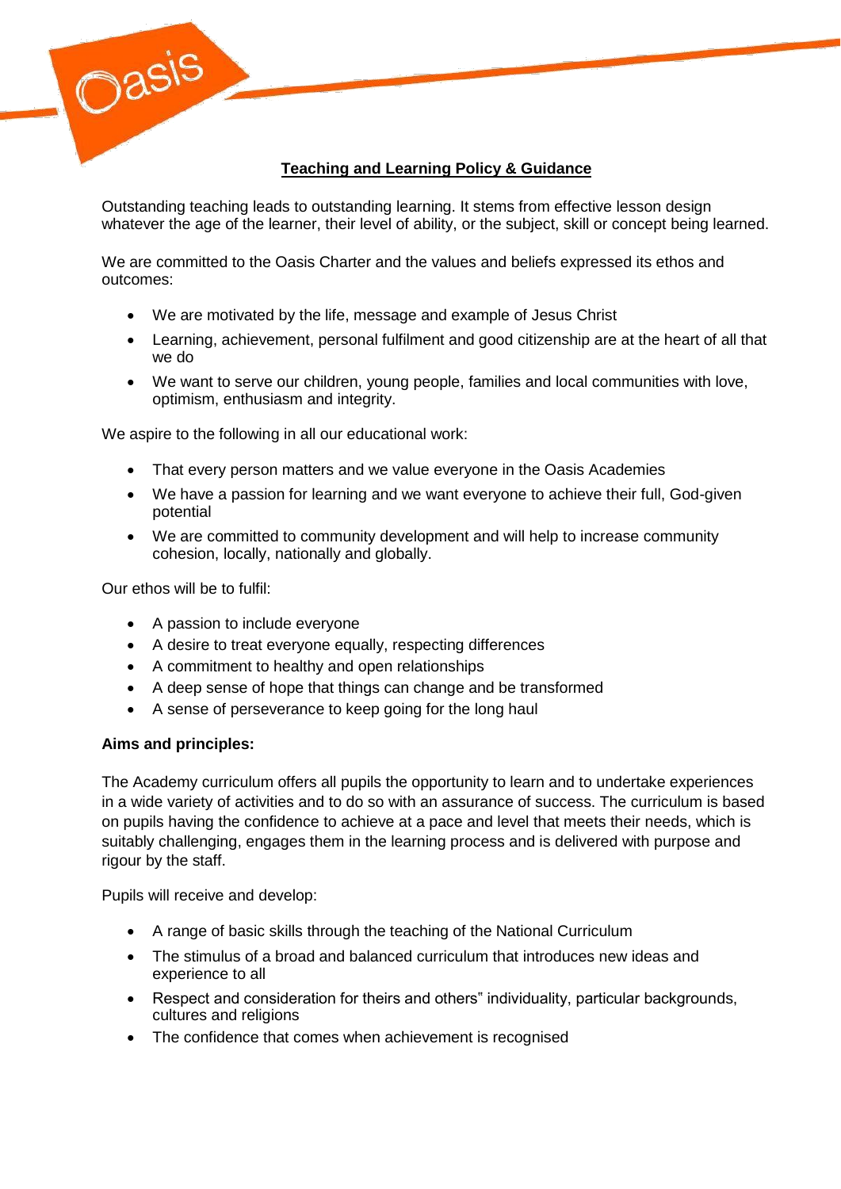# Teaching and Learning Policy & Guidance

Outstanding teaching leads to outstanding learning. It stems from effective lesson design whatever the age of the learner, their level of ability, or the subject, skill or concept being learned.

We are committed to the Oasis Charter and the values and beliefs expressed its ethos and outcomes:

- We are motivated by the life, message and example of Jesus Christ
- Learning, achievement, personal fulfilment and good citizenship are at the heart of all that we do
- We want to serve our children, young people, families and local communities with love, optimism, enthusiasm and integrity.

We aspire to the following in all our educational work:

- That every person matters and we value everyone in the Oasis Academies
- We have a passion for learning and we want everyone to achieve their full, God-given potential
- We are committed to community development and will help to increase community cohesion, locally, nationally and globally.

Our ethos will be to fulfil:

- A passion to include everyone
- A desire to treat everyone equally, respecting differences
- A commitment to healthy and open relationships
- A deep sense of hope that things can change and be transformed
- A sense of perseverance to keep going for the long haul

**Aims and principles:**

The Academy curriculum offers all pupils the opportunity to learn and to undertake experiences in a wide variety of activities and to do so with an assurance of success. The curriculum is based on pupils having the confidence to achieve at a pace and level that meets their needs, which is suitably challenging, engages them in the learning process and is delivered with purpose and rigour by the staff.

Pupils will receive and develop:

- A range of basic skills through the teaching of the National Curriculum
- The stimulus of a broad and balanced curriculum that introduces new ideas and experience to all
- Respect and consideration for theirs and others" individuality, particular backgrounds, cultures and religions
- The confidence that comes when achievement is recognised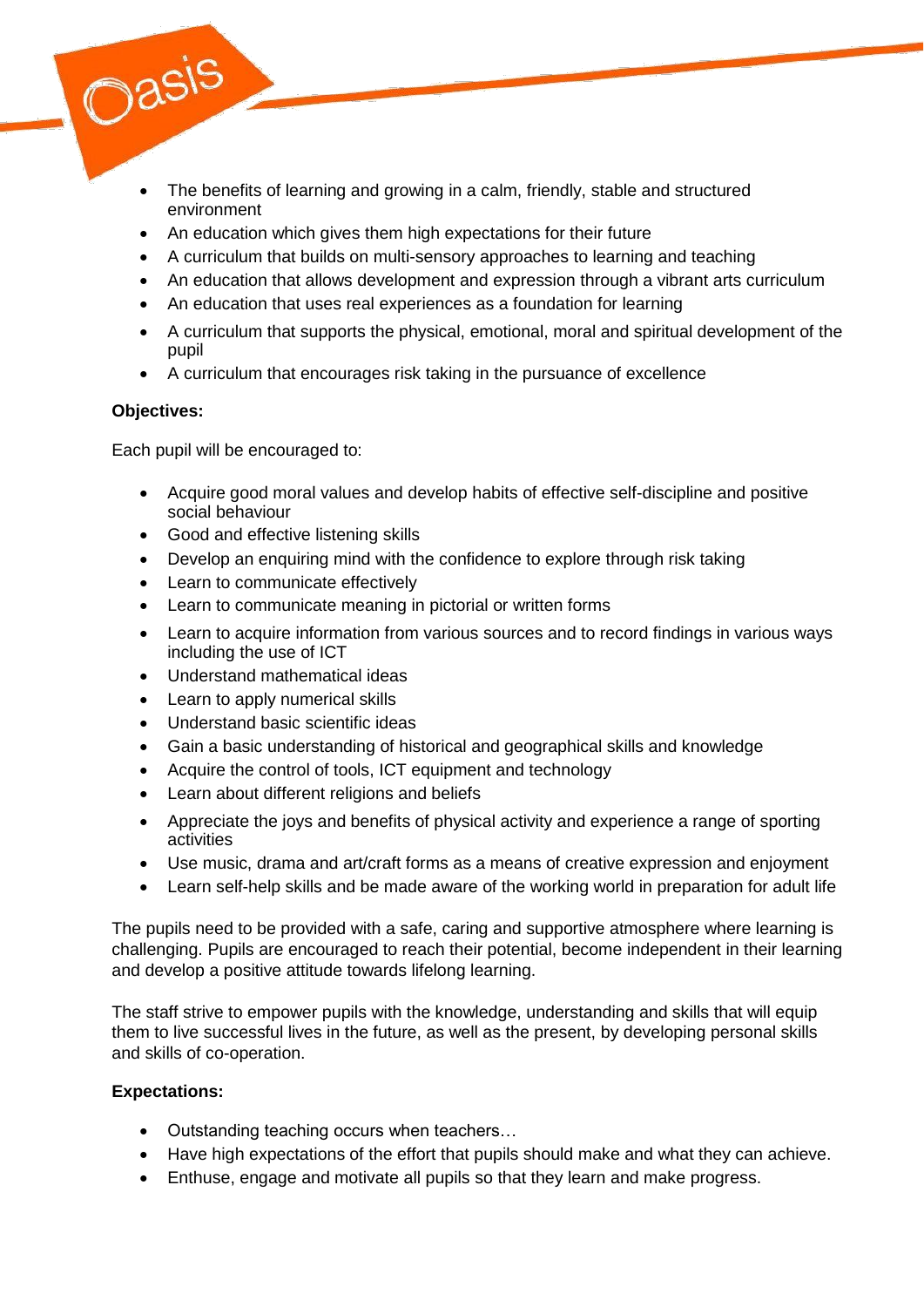- The benefits of learning and growing in a calm, friendly, stable and structured environment
- An education which gives them high expectations for their future
- A curriculum that builds on multi-sensory approaches to learning and teaching
- An education that allows development and expression through a vibrant arts curriculum
- An education that uses real experiences as a foundation for learning
- A curriculum that supports the physical, emotional, moral and spiritual development of the pupil
- A curriculum that encourages risk taking in the pursuance of excellence

**Objectives:**

Each pupil will be encouraged to:

- Acquire good moral values and develop habits of effective self-discipline and positive social behaviour
- Good and effective listening skills
- Develop an enquiring mind with the confidence to explore through risk taking
- Learn to communicate effectively
- Learn to communicate meaning in pictorial or written forms
- Learn to acquire information from various sources and to record findings in various ways including the use of ICT
- Understand mathematical ideas
- Learn to apply numerical skills
- Understand basic scientific ideas
- Gain a basic understanding of historical and geographical skills and knowledge
- Acquire the control of tools, ICT equipment and technology
- Learn about different religions and beliefs
- Appreciate the joys and benefits of physical activity and experience a range of sporting activities
- Use music, drama and art/craft forms as a means of creative expression and enjoyment
- Learn self-help skills and be made aware of the working world in preparation for adult life

The pupils need to be provided with a safe, caring and supportive atmosphere where learning is challenging. Pupils are encouraged to reach their potential, become independent in their learning and develop a positive attitude towards lifelong learning.

The staff strive to empower pupils with the knowledge, understanding and skills that will equip them to live successful lives in the future, as well as the present, by developing personal skills and skills of co-operation.

**Expectations:**

- Outstanding teaching occurs when teachers…
- Have high expectations of the effort that pupils should make and what they can achieve.
- Enthuse, engage and motivate all pupils so that they learn and make progress.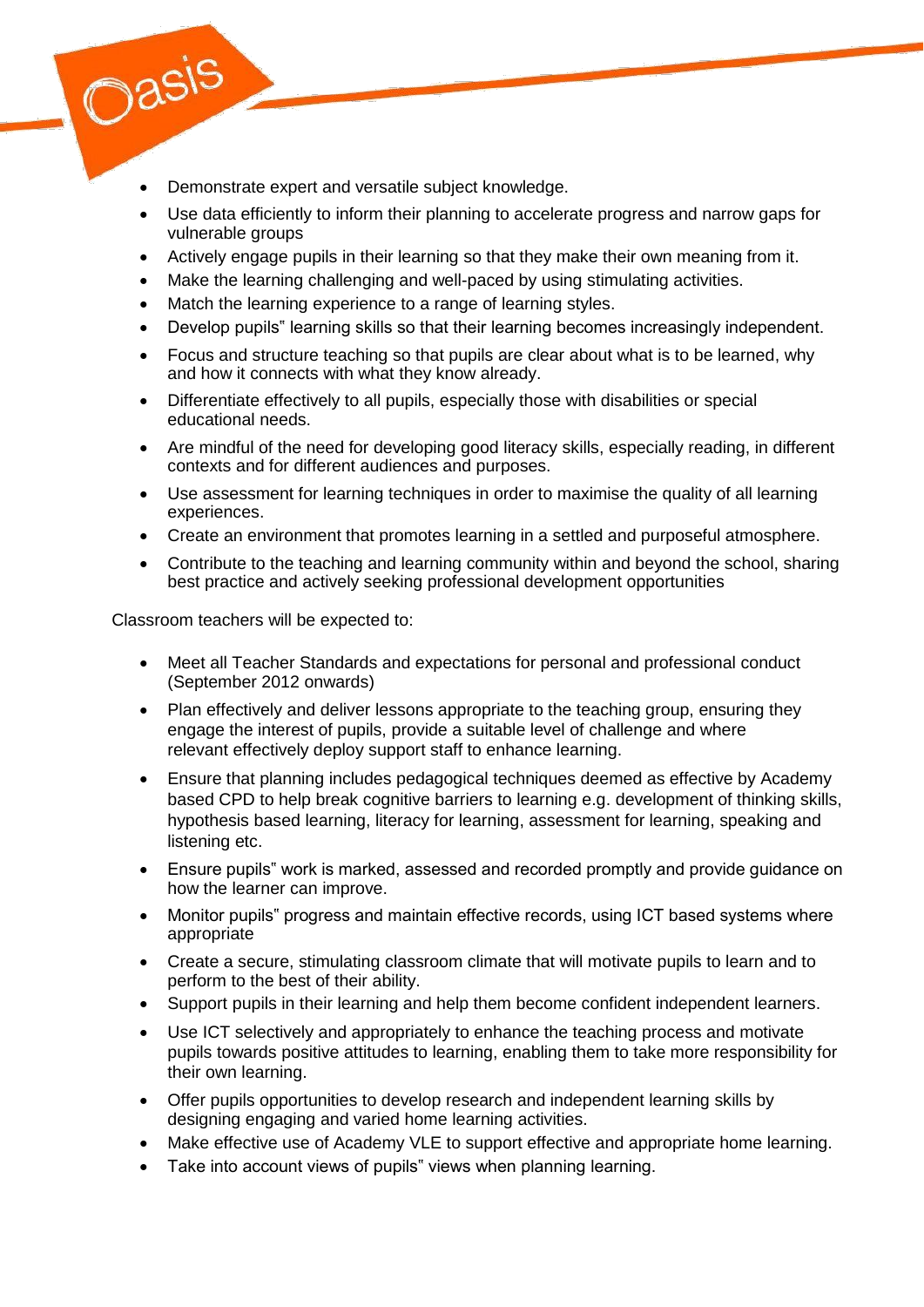- Demonstrate expert and versatile subject knowledge.
- Use data efficiently to inform their planning to accelerate progress and narrow gaps for vulnerable groups
- Actively engage pupils in their learning so that they make their own meaning from it.
- Make the learning challenging and well-paced by using stimulating activities.
- Match the learning experience to a range of learning styles.
- Develop pupils" learning skills so that their learning becomes increasingly independent.
- Focus and structure teaching so that pupils are clear about what is to be learned, why and how it connects with what they know already.
- Differentiate effectively to all pupils, especially those with disabilities or special educational needs.
- Are mindful of the need for developing good literacy skills, especially reading, in different contexts and for different audiences and purposes.
- Use assessment for learning techniques in order to maximise the quality of all learning experiences.
- Create an environment that promotes learning in a settled and purposeful atmosphere.
- Contribute to the teaching and learning community within and beyond the school, sharing best practice and actively seeking professional development opportunities

Classroom teachers will be expected to:

- Meet all Teacher Standards and expectations for personal and professional conduct (September 2012 onwards)
- Plan effectively and deliver lessons appropriate to the teaching group, ensuring they engage the interest of pupils, provide a suitable level of challenge and where relevant effectively deploy support staff to enhance learning.
- Ensure that planning includes pedagogical techniques deemed as effective by Academy based CPD to help break cognitive barriers to learning e.g. development of thinking skills, hypothesis based learning, literacy for learning, assessment for learning, speaking and listening etc.
- Ensure pupils" work is marked, assessed and recorded promptly and provide guidance on how the learner can improve.
- Monitor pupils" progress and maintain effective records, using ICT based systems where appropriate
- Create a secure, stimulating classroom climate that will motivate pupils to learn and to perform to the best of their ability.
- Support pupils in their learning and help them become confident independent learners.
- Use ICT selectively and appropriately to enhance the teaching process and motivate pupils towards positive attitudes to learning, enabling them to take more responsibility for their own learning.
- Offer pupils opportunities to develop research and independent learning skills by designing engaging and varied home learning activities.
- Make effective use of Academy VLE to support effective and appropriate home learning.
- Take into account views of pupils" views when planning learning.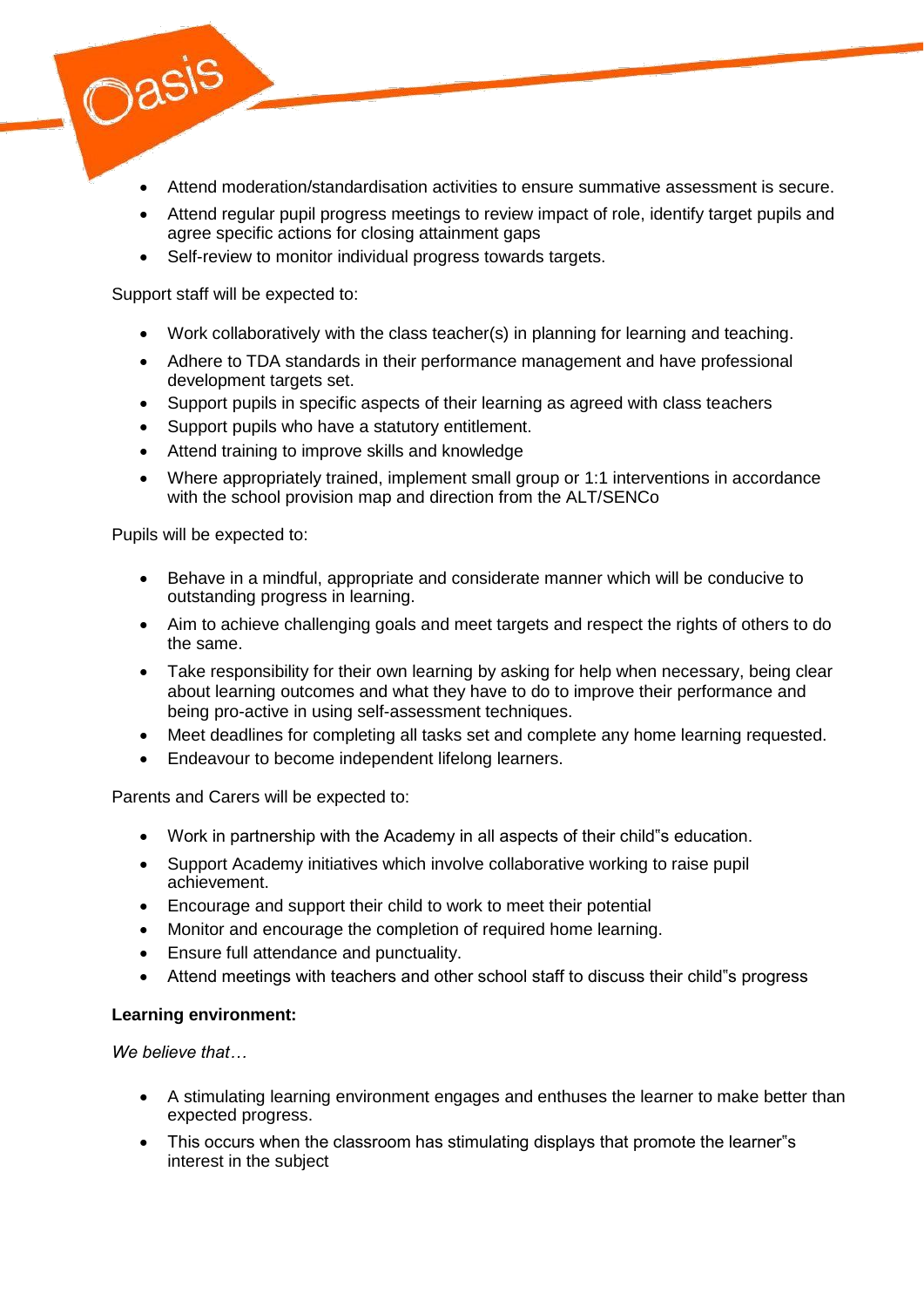- Attend moderation/standardisation activities to ensure summative assessment is secure.
- Attend regular pupil progress meetings to review impact of role, identify target pupils and agree specific actions for closing attainment gaps
- Self-review to monitor individual progress towards targets.

Support staff will be expected to:

- Work collaboratively with the class teacher(s) in planning for learning and teaching.
- Adhere to TDA standards in their performance management and have professional development targets set.
- Support pupils in specific aspects of their learning as agreed with class teachers
- Support pupils who have a statutory entitlement.
- Attend training to improve skills and knowledge
- Where appropriately trained, implement small group or 1:1 interventions in accordance with the school provision map and direction from the ALT/SENCo

Pupils will be expected to:

- Behave in a mindful, appropriate and considerate manner which will be conducive to outstanding progress in learning.
- Aim to achieve challenging goals and meet targets and respect the rights of others to do the same.
- Take responsibility for their own learning by asking for help when necessary, being clear about learning outcomes and what they have to do to improve their performance and being pro-active in using self-assessment techniques.
- Meet deadlines for completing all tasks set and complete any home learning requested.
- Endeavour to become independent lifelong learners.

Parents and Carers will be expected to:

- Work in partnership with the Academy in all aspects of their child"s education.
- Support Academy initiatives which involve collaborative working to raise pupil achievement.
- Encourage and support their child to work to meet their potential
- Monitor and encourage the completion of required home learning.
- Ensure full attendance and punctuality.
- Attend meetings with teachers and other school staff to discuss their child"s progress

**Learning environment:**

*We believe that…*

- A stimulating learning environment engages and enthuses the learner to make better than expected progress.
- This occurs when the classroom has stimulating displays that promote the learner"s interest in the subject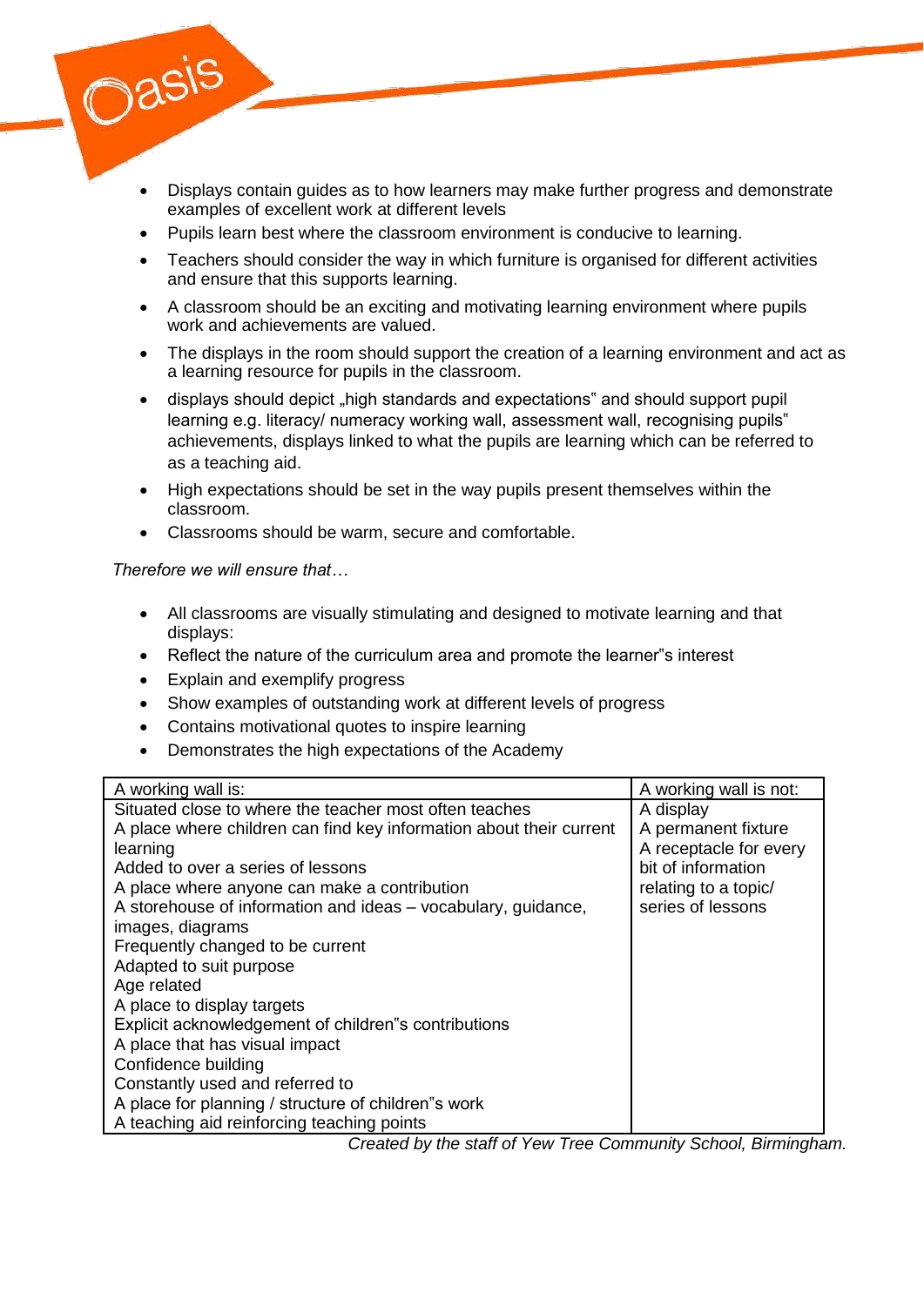- Displays contain guides as to how learners may make further progress and demonstrate examples of excellent work at different levels
- Pupils learn best where the classroom environment is conducive to learning.
- Teachers should consider the way in which furniture is organised for different activities and ensure that this supports learning.
- A classroom should be an exciting and motivating learning environment where pupils work and achievements are valued.
- The displays in the room should support the creation of a learning environment and act as a learning resource for pupils in the classroom.
- displays should depict „high standards and expectations" and should support pupil learning e.g. literacy/ numeracy working wall, assessment wall, recognising pupils" achievements, displays linked to what the pupils are learning which can be referred to as a teaching aid.
- High expectations should be set in the way pupils present themselves within the classroom.
- Classrooms should be warm, secure and comfortable.

*Therefore we will ensure that…*

- All classrooms are visually stimulating and designed to motivate learning and that displays:
- Reflect the nature of the curriculum area and promote the learner"s interest
- Explain and exemplify progress
- Show examples of outstanding work at different levels of progress
- Contains motivational quotes to inspire learning
- Demonstrates the high expectations of the Academy

| A working wall is: | A working wall is not: |
|---|---|
| Situated close to where the teacher most often teaches<br>A place where children can find key information about their current learning<br>Added to over a series of lessons<br>A place where anyone can make a contribution<br>A storehouse of information and ideas – vocabulary, guidance, images, diagrams<br>Frequently changed to be current<br>Adapted to suit purpose<br>Age related<br>A place to display targets<br>Explicit acknowledgement of children"s contributions<br>A place that has visual impact<br>Confidence building<br>Constantly used and referred to<br>A place for planning / structure of children"s work<br>A teaching aid reinforcing teaching points | A display<br>A permanent fixture<br>A receptacle for every bit of information relating to a topic/ series of lessons |

*Created by the staff of Yew Tree Community School, Birmingham.*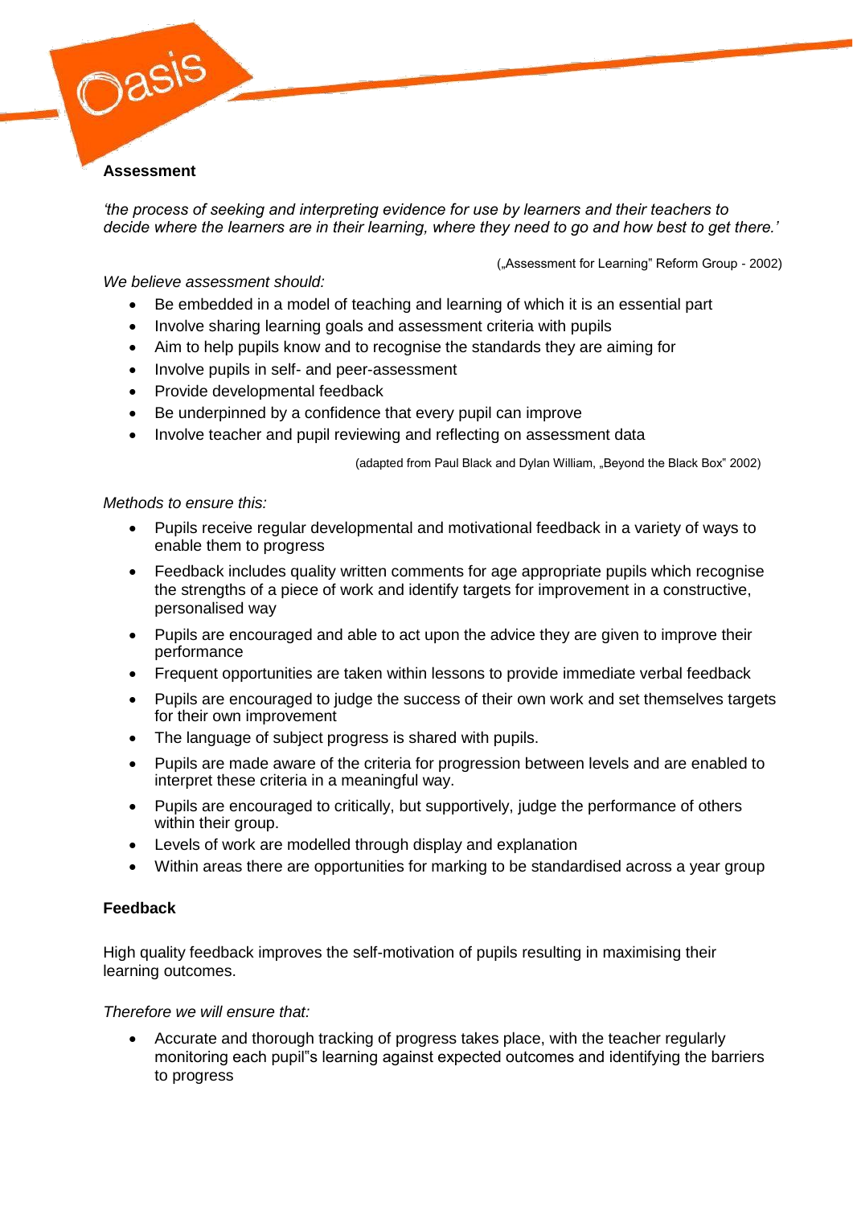## Assessment

*'the process of seeking and interpreting evidence for use by learners and their teachers to decide where the learners are in their learning, where they need to go and how best to get there.'*

(„Assessment for Learning" Reform Group - 2002)

*We believe assessment should:*

- Be embedded in a model of teaching and learning of which it is an essential part
- Involve sharing learning goals and assessment criteria with pupils
- Aim to help pupils know and to recognise the standards they are aiming for
- Involve pupils in self- and peer-assessment
- Provide developmental feedback
- Be underpinned by a confidence that every pupil can improve
- Involve teacher and pupil reviewing and reflecting on assessment data

(adapted from Paul Black and Dylan William, „Beyond the Black Box" 2002)

*Methods to ensure this:*

- Pupils receive regular developmental and motivational feedback in a variety of ways to enable them to progress
- Feedback includes quality written comments for age appropriate pupils which recognise the strengths of a piece of work and identify targets for improvement in a constructive, personalised way
- Pupils are encouraged and able to act upon the advice they are given to improve their performance
- Frequent opportunities are taken within lessons to provide immediate verbal feedback
- Pupils are encouraged to judge the success of their own work and set themselves targets for their own improvement
- The language of subject progress is shared with pupils.
- Pupils are made aware of the criteria for progression between levels and are enabled to interpret these criteria in a meaningful way.
- Pupils are encouraged to critically, but supportively, judge the performance of others within their group.
- Levels of work are modelled through display and explanation
- Within areas there are opportunities for marking to be standardised across a year group

## Feedback

High quality feedback improves the self-motivation of pupils resulting in maximising their learning outcomes.

*Therefore we will ensure that:*

- Accurate and thorough tracking of progress takes place, with the teacher regularly monitoring each pupil"s learning against expected outcomes and identifying the barriers to progress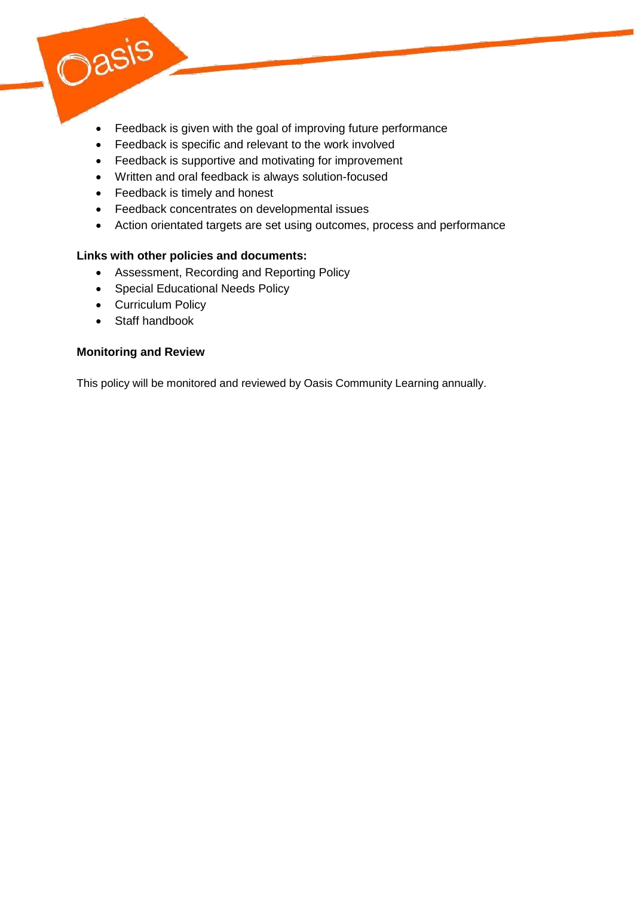- Feedback is given with the goal of improving future performance
- Feedback is specific and relevant to the work involved
- Feedback is supportive and motivating for improvement
- Written and oral feedback is always solution-focused
- Feedback is timely and honest
- Feedback concentrates on developmental issues
- Action orientated targets are set using outcomes, process and performance

**Links with other policies and documents:**

- Assessment, Recording and Reporting Policy
- Special Educational Needs Policy
- Curriculum Policy
- Staff handbook

**Monitoring and Review**

This policy will be monitored and reviewed by Oasis Community Learning annually.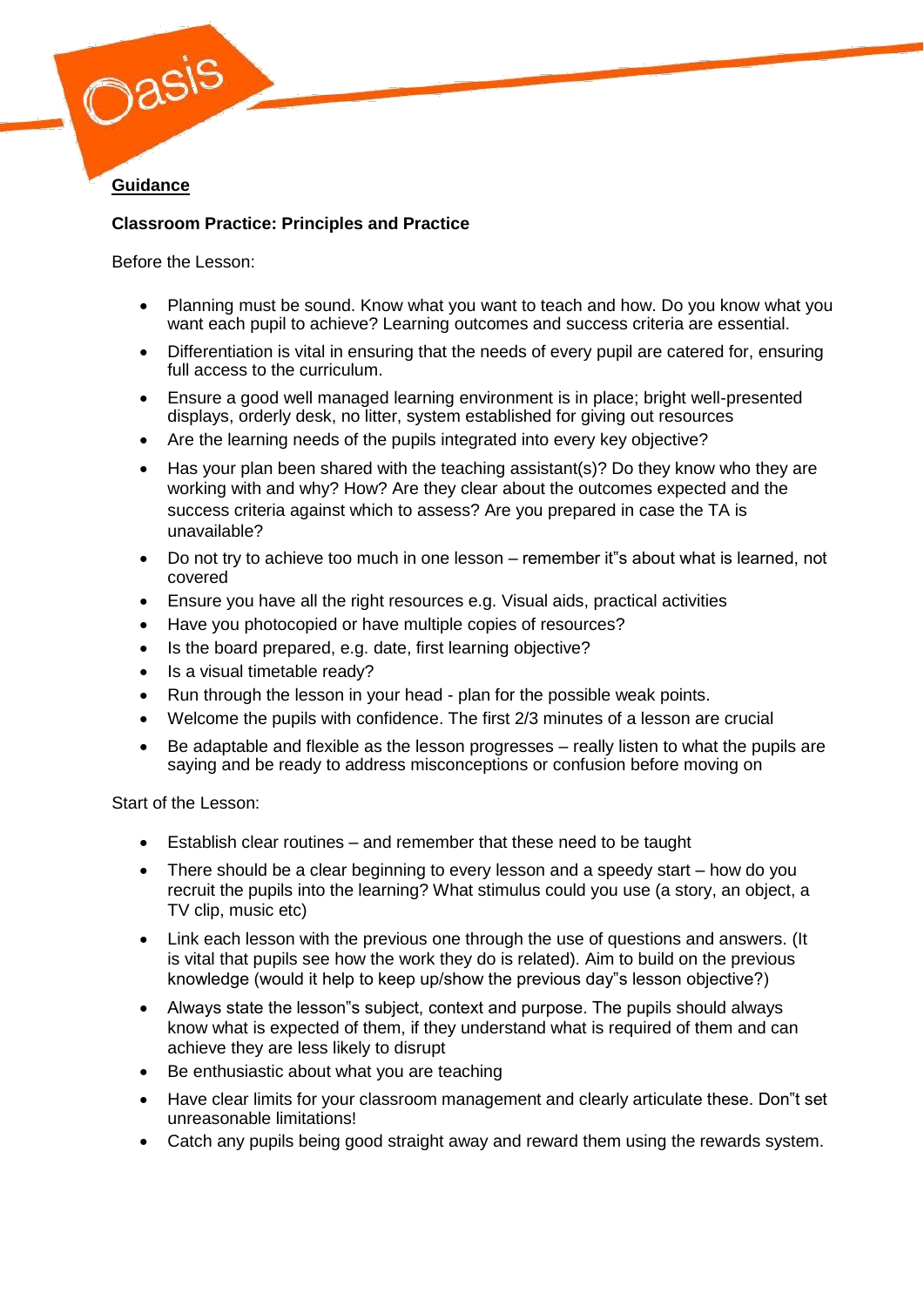**Guidance**

**Classroom Practice: Principles and Practice**

Before the Lesson:

- Planning must be sound. Know what you want to teach and how. Do you know what you want each pupil to achieve? Learning outcomes and success criteria are essential.
- Differentiation is vital in ensuring that the needs of every pupil are catered for, ensuring full access to the curriculum.
- Ensure a good well managed learning environment is in place; bright well-presented displays, orderly desk, no litter, system established for giving out resources
- Are the learning needs of the pupils integrated into every key objective?
- Has your plan been shared with the teaching assistant(s)? Do they know who they are working with and why? How? Are they clear about the outcomes expected and the success criteria against which to assess? Are you prepared in case the TA is unavailable?
- Do not try to achieve too much in one lesson – remember it"s about what is learned, not covered
- Ensure you have all the right resources e.g. Visual aids, practical activities
- Have you photocopied or have multiple copies of resources?
- Is the board prepared, e.g. date, first learning objective?
- Is a visual timetable ready?
- Run through the lesson in your head - plan for the possible weak points.
- Welcome the pupils with confidence. The first 2/3 minutes of a lesson are crucial
- Be adaptable and flexible as the lesson progresses – really listen to what the pupils are saying and be ready to address misconceptions or confusion before moving on

Start of the Lesson:

- Establish clear routines – and remember that these need to be taught
- There should be a clear beginning to every lesson and a speedy start – how do you recruit the pupils into the learning? What stimulus could you use (a story, an object, a TV clip, music etc)
- Link each lesson with the previous one through the use of questions and answers. (It is vital that pupils see how the work they do is related). Aim to build on the previous knowledge (would it help to keep up/show the previous day"s lesson objective?)
- Always state the lesson"s subject, context and purpose. The pupils should always know what is expected of them, if they understand what is required of them and can achieve they are less likely to disrupt
- Be enthusiastic about what you are teaching
- Have clear limits for your classroom management and clearly articulate these. Don"t set unreasonable limitations!
- Catch any pupils being good straight away and reward them using the rewards system.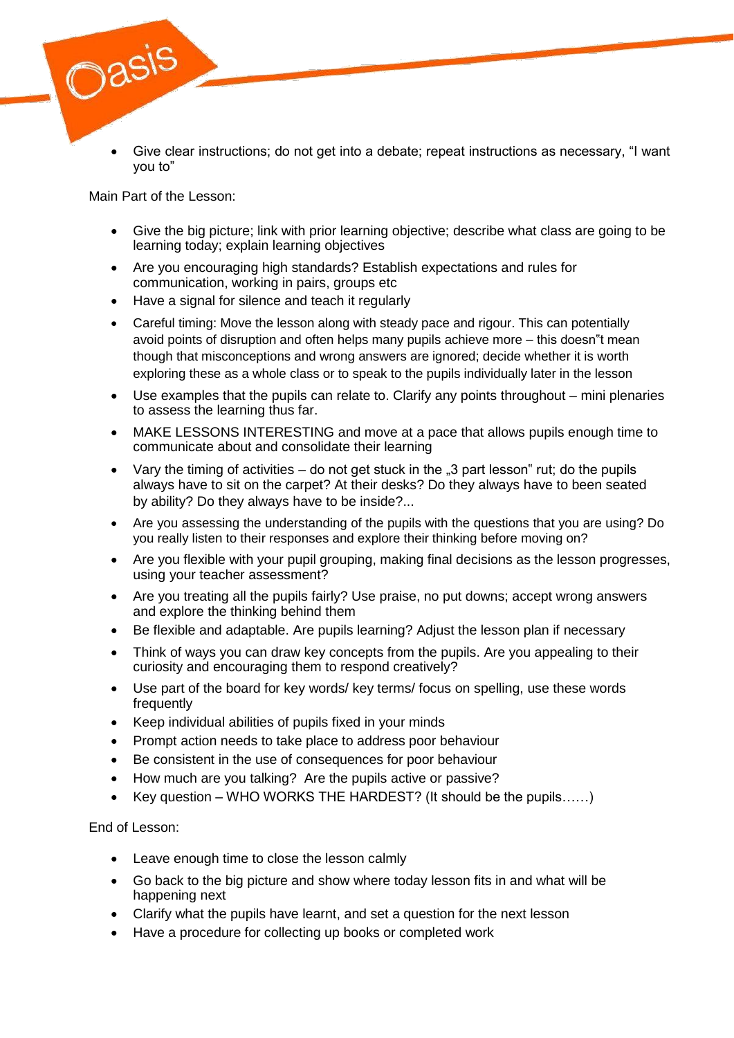- Give clear instructions; do not get into a debate; repeat instructions as necessary, "I want you to"

Main Part of the Lesson:

- Give the big picture; link with prior learning objective; describe what class are going to be learning today; explain learning objectives
- Are you encouraging high standards? Establish expectations and rules for communication, working in pairs, groups etc
- Have a signal for silence and teach it regularly
- Careful timing: Move the lesson along with steady pace and rigour. This can potentially avoid points of disruption and often helps many pupils achieve more – this doesn"t mean though that misconceptions and wrong answers are ignored; decide whether it is worth exploring these as a whole class or to speak to the pupils individually later in the lesson
- Use examples that the pupils can relate to. Clarify any points throughout – mini plenaries to assess the learning thus far.
- MAKE LESSONS INTERESTING and move at a pace that allows pupils enough time to communicate about and consolidate their learning
- Vary the timing of activities – do not get stuck in the „3 part lesson" rut; do the pupils always have to sit on the carpet? At their desks? Do they always have to been seated by ability? Do they always have to be inside?...
- Are you assessing the understanding of the pupils with the questions that you are using? Do you really listen to their responses and explore their thinking before moving on?
- Are you flexible with your pupil grouping, making final decisions as the lesson progresses, using your teacher assessment?
- Are you treating all the pupils fairly? Use praise, no put downs; accept wrong answers and explore the thinking behind them
- Be flexible and adaptable. Are pupils learning? Adjust the lesson plan if necessary
- Think of ways you can draw key concepts from the pupils. Are you appealing to their curiosity and encouraging them to respond creatively?
- Use part of the board for key words/ key terms/ focus on spelling, use these words frequently
- Keep individual abilities of pupils fixed in your minds
- Prompt action needs to take place to address poor behaviour
- Be consistent in the use of consequences for poor behaviour
- How much are you talking? Are the pupils active or passive?
- Key question – WHO WORKS THE HARDEST? (It should be the pupils……)

End of Lesson:

- Leave enough time to close the lesson calmly
- Go back to the big picture and show where today lesson fits in and what will be happening next
- Clarify what the pupils have learnt, and set a question for the next lesson
- Have a procedure for collecting up books or completed work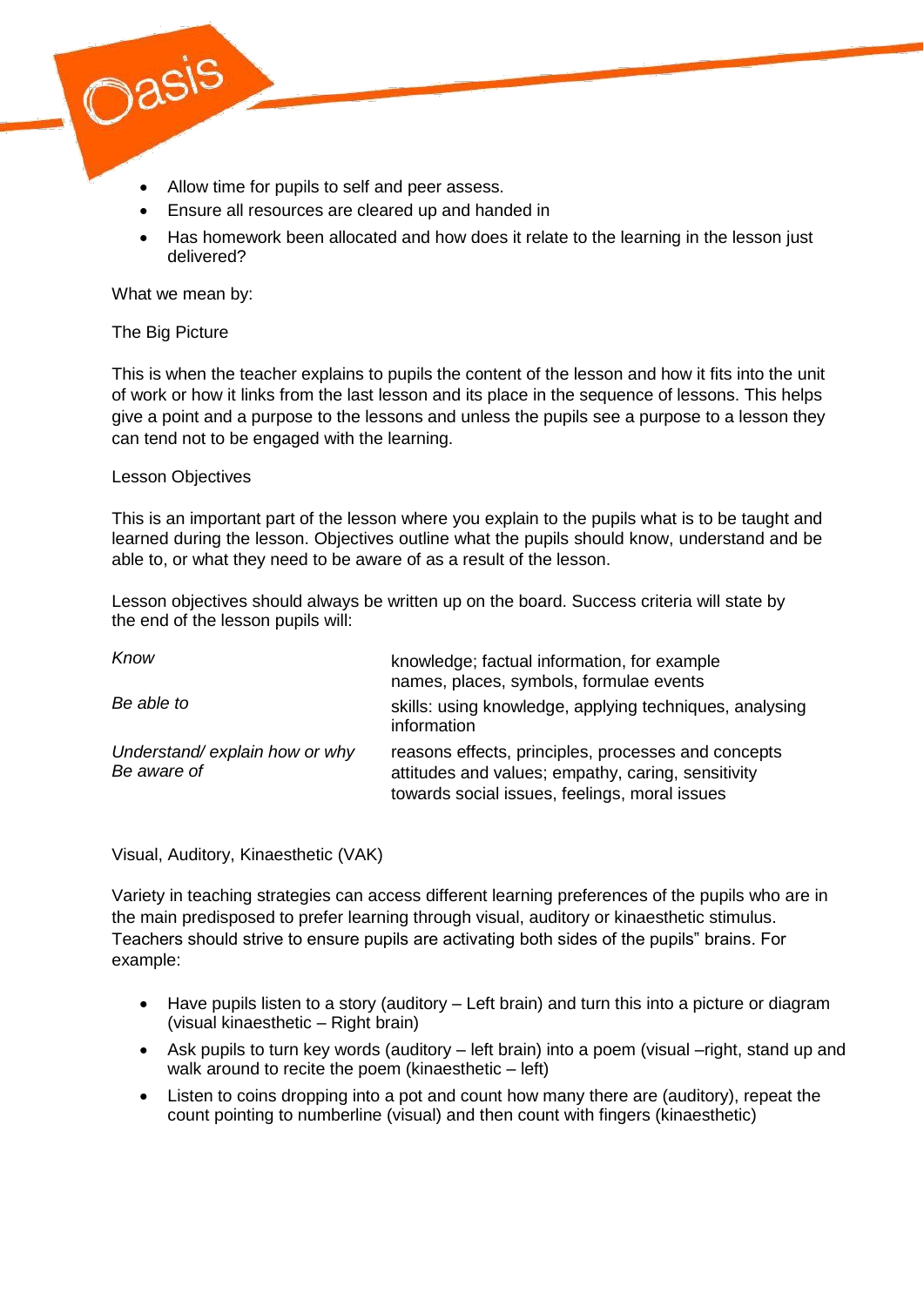- Allow time for pupils to self and peer assess.
- Ensure all resources are cleared up and handed in
- Has homework been allocated and how does it relate to the learning in the lesson just delivered?

What we mean by:

The Big Picture

This is when the teacher explains to pupils the content of the lesson and how it fits into the unit of work or how it links from the last lesson and its place in the sequence of lessons. This helps give a point and a purpose to the lessons and unless the pupils see a purpose to a lesson they can tend not to be engaged with the learning.

Lesson Objectives

This is an important part of the lesson where you explain to the pupils what is to be taught and learned during the lesson. Objectives outline what the pupils should know, understand and be able to, or what they need to be aware of as a result of the lesson.

Lesson objectives should always be written up on the board. Success criteria will state by the end of the lesson pupils will:

| | |
|---|---|
| *Know* | knowledge; factual information, for example names, places, symbols, formulae events |
| *Be able to* | skills: using knowledge, applying techniques, analysing information |
| *Understand/ explain how or why* | reasons effects, principles, processes and concepts |
| *Be aware of* | attitudes and values; empathy, caring, sensitivity towards social issues, feelings, moral issues |

Visual, Auditory, Kinaesthetic (VAK)

Variety in teaching strategies can access different learning preferences of the pupils who are in the main predisposed to prefer learning through visual, auditory or kinaesthetic stimulus. Teachers should strive to ensure pupils are activating both sides of the pupils" brains. For example:

- Have pupils listen to a story (auditory – Left brain) and turn this into a picture or diagram (visual kinaesthetic – Right brain)
- Ask pupils to turn key words (auditory – left brain) into a poem (visual –right, stand up and walk around to recite the poem (kinaesthetic – left)
- Listen to coins dropping into a pot and count how many there are (auditory), repeat the count pointing to numberline (visual) and then count with fingers (kinaesthetic)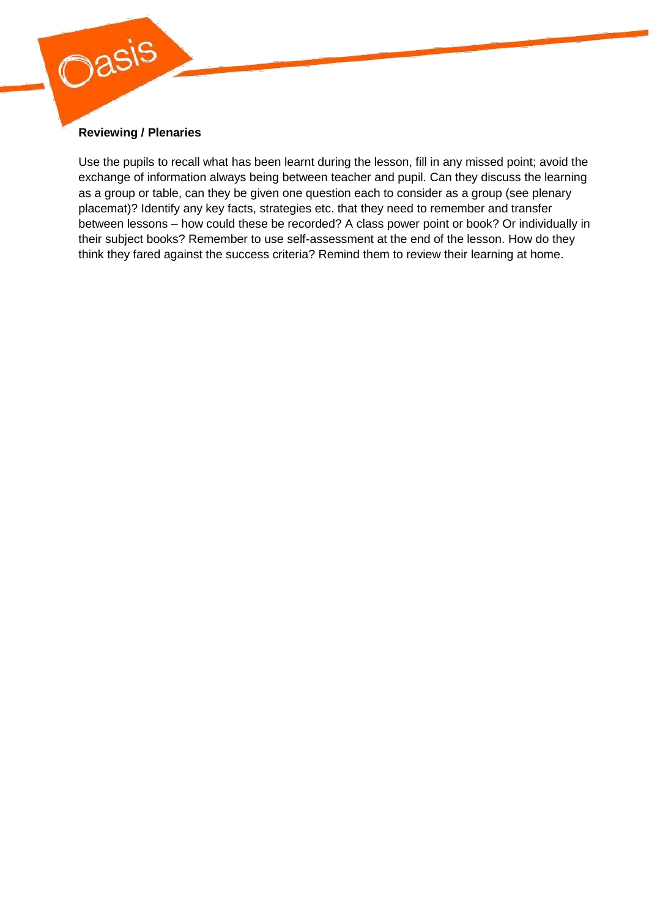**Reviewing / Plenaries**

Use the pupils to recall what has been learnt during the lesson, fill in any missed point; avoid the exchange of information always being between teacher and pupil. Can they discuss the learning as a group or table, can they be given one question each to consider as a group (see plenary placemat)? Identify any key facts, strategies etc. that they need to remember and transfer between lessons – how could these be recorded? A class power point or book? Or individually in their subject books? Remember to use self-assessment at the end of the lesson. How do they think they fared against the success criteria? Remind them to review their learning at home.